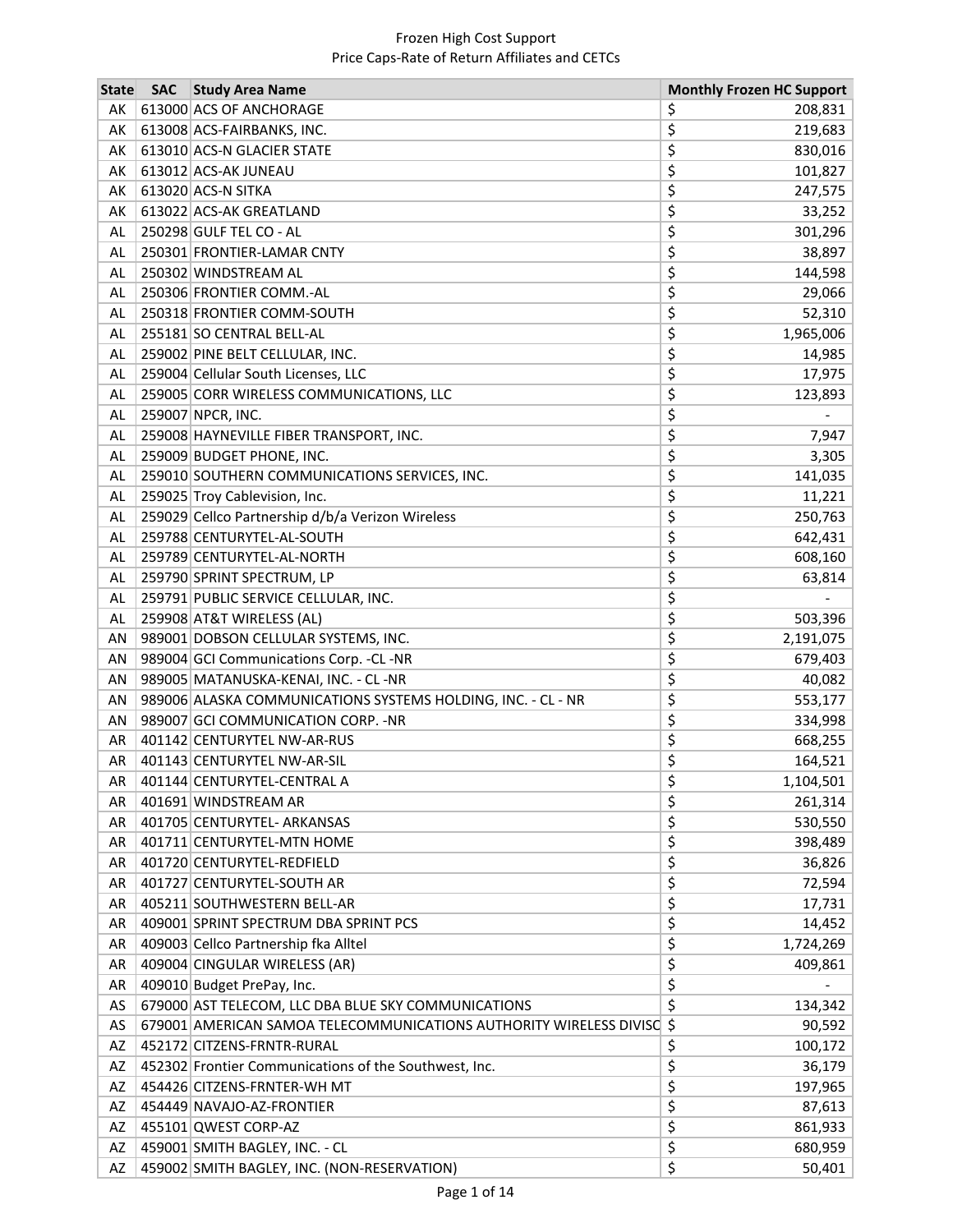# Frozen High Cost Support
## Price Caps-Rate of Return Affiliates and CETCs

| State | SAC | Study Area Name | Monthly Frozen HC Support |
|---|---|---|---|
| AK | 613000 | ACS OF ANCHORAGE | $ 208,831 |
| AK | 613008 | ACS-FAIRBANKS, INC. | $ 219,683 |
| AK | 613010 | ACS-N GLACIER STATE | $ 830,016 |
| AK | 613012 | ACS-AK JUNEAU | $ 101,827 |
| AK | 613020 | ACS-N SITKA | $ 247,575 |
| AK | 613022 | ACS-AK GREATLAND | $ 33,252 |
| AL | 250298 | GULF TEL CO - AL | $ 301,296 |
| AL | 250301 | FRONTIER-LAMAR CNTY | $ 38,897 |
| AL | 250302 | WINDSTREAM AL | $ 144,598 |
| AL | 250306 | FRONTIER COMM.-AL | $ 29,066 |
| AL | 250318 | FRONTIER COMM-SOUTH | $ 52,310 |
| AL | 255181 | SO CENTRAL BELL-AL | $ 1,965,006 |
| AL | 259002 | PINE BELT CELLULAR, INC. | $ 14,985 |
| AL | 259004 | Cellular South Licenses, LLC | $ 17,975 |
| AL | 259005 | CORR WIRELESS COMMUNICATIONS, LLC | $ 123,893 |
| AL | 259007 | NPCR, INC. | $ - |
| AL | 259008 | HAYNEVILLE FIBER TRANSPORT, INC. | $ 7,947 |
| AL | 259009 | BUDGET PHONE, INC. | $ 3,305 |
| AL | 259010 | SOUTHERN COMMUNICATIONS SERVICES, INC. | $ 141,035 |
| AL | 259025 | Troy Cablevision, Inc. | $ 11,221 |
| AL | 259029 | Cellco Partnership d/b/a Verizon Wireless | $ 250,763 |
| AL | 259788 | CENTURYTEL-AL-SOUTH | $ 642,431 |
| AL | 259789 | CENTURYTEL-AL-NORTH | $ 608,160 |
| AL | 259790 | SPRINT SPECTRUM, LP | $ 63,814 |
| AL | 259791 | PUBLIC SERVICE CELLULAR, INC. | $ - |
| AL | 259908 | AT&T WIRELESS (AL) | $ 503,396 |
| AN | 989001 | DOBSON CELLULAR SYSTEMS, INC. | $ 2,191,075 |
| AN | 989004 | GCI Communications Corp. -CL -NR | $ 679,403 |
| AN | 989005 | MATANUSKA-KENAI, INC. - CL -NR | $ 40,082 |
| AN | 989006 | ALASKA COMMUNICATIONS SYSTEMS HOLDING, INC. - CL - NR | $ 553,177 |
| AN | 989007 | GCI COMMUNICATION CORP. -NR | $ 334,998 |
| AR | 401142 | CENTURYTEL NW-AR-RUS | $ 668,255 |
| AR | 401143 | CENTURYTEL NW-AR-SIL | $ 164,521 |
| AR | 401144 | CENTURYTEL-CENTRAL A | $ 1,104,501 |
| AR | 401691 | WINDSTREAM AR | $ 261,314 |
| AR | 401705 | CENTURYTEL- ARKANSAS | $ 530,550 |
| AR | 401711 | CENTURYTEL-MTN HOME | $ 398,489 |
| AR | 401720 | CENTURYTEL-REDFIELD | $ 36,826 |
| AR | 401727 | CENTURYTEL-SOUTH AR | $ 72,594 |
| AR | 405211 | SOUTHWESTERN BELL-AR | $ 17,731 |
| AR | 409001 | SPRINT SPECTRUM DBA SPRINT PCS | $ 14,452 |
| AR | 409003 | Cellco Partnership fka Alltel | $ 1,724,269 |
| AR | 409004 | CINGULAR WIRELESS (AR) | $ 409,861 |
| AR | 409010 | Budget PrePay, Inc. | $ - |
| AS | 679000 | AST TELECOM, LLC DBA BLUE SKY COMMUNICATIONS | $ 134,342 |
| AS | 679001 | AMERICAN SAMOA TELECOMMUNICATIONS AUTHORITY WIRELESS DIVISC | $ 90,592 |
| AZ | 452172 | CITZENS-FRNTR-RURAL | $ 100,172 |
| AZ | 452302 | Frontier Communications of the Southwest, Inc. | $ 36,179 |
| AZ | 454426 | CITZENS-FRNTER-WH MT | $ 197,965 |
| AZ | 454449 | NAVAJO-AZ-FRONTIER | $ 87,613 |
| AZ | 455101 | QWEST CORP-AZ | $ 861,933 |
| AZ | 459001 | SMITH BAGLEY, INC. - CL | $ 680,959 |
| AZ | 459002 | SMITH BAGLEY, INC. (NON-RESERVATION) | $ 50,401 |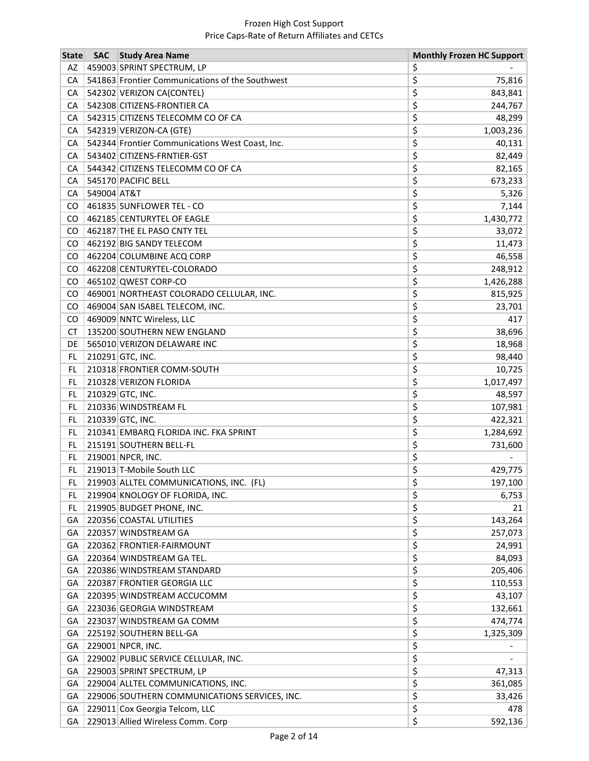Frozen High Cost Support
Price Caps-Rate of Return Affiliates and CETCs

| State | SAC | Study Area Name | Monthly Frozen HC Support |
|---|---|---|---|
| AZ | 459003 | SPRINT SPECTRUM, LP | $ - |
| CA | 541863 | Frontier Communications of the Southwest | $ 75,816 |
| CA | 542302 | VERIZON CA(CONTEL) | $ 843,841 |
| CA | 542308 | CITIZENS-FRONTIER CA | $ 244,767 |
| CA | 542315 | CITIZENS TELECOMM CO OF CA | $ 48,299 |
| CA | 542319 | VERIZON-CA (GTE) | $ 1,003,236 |
| CA | 542344 | Frontier Communications West Coast, Inc. | $ 40,131 |
| CA | 543402 | CITIZENS-FRNTIER-GST | $ 82,449 |
| CA | 544342 | CITIZENS TELECOMM CO OF CA | $ 82,165 |
| CA | 545170 | PACIFIC BELL | $ 673,233 |
| CA | 549004 | AT&T | $ 5,326 |
| CO | 461835 | SUNFLOWER TEL - CO | $ 7,144 |
| CO | 462185 | CENTURYTEL OF EAGLE | $ 1,430,772 |
| CO | 462187 | THE EL PASO CNTY TEL | $ 33,072 |
| CO | 462192 | BIG SANDY TELECOM | $ 11,473 |
| CO | 462204 | COLUMBINE ACQ CORP | $ 46,558 |
| CO | 462208 | CENTURYTEL-COLORADO | $ 248,912 |
| CO | 465102 | QWEST CORP-CO | $ 1,426,288 |
| CO | 469001 | NORTHEAST COLORADO CELLULAR, INC. | $ 815,925 |
| CO | 469004 | SAN ISABEL TELECOM, INC. | $ 23,701 |
| CO | 469009 | NNTC Wireless, LLC | $ 417 |
| CT | 135200 | SOUTHERN NEW ENGLAND | $ 38,696 |
| DE | 565010 | VERIZON DELAWARE INC | $ 18,968 |
| FL | 210291 | GTC, INC. | $ 98,440 |
| FL | 210318 | FRONTIER COMM-SOUTH | $ 10,725 |
| FL | 210328 | VERIZON FLORIDA | $ 1,017,497 |
| FL | 210329 | GTC, INC. | $ 48,597 |
| FL | 210336 | WINDSTREAM FL | $ 107,981 |
| FL | 210339 | GTC, INC. | $ 422,321 |
| FL | 210341 | EMBARQ FLORIDA INC. FKA SPRINT | $ 1,284,692 |
| FL | 215191 | SOUTHERN BELL-FL | $ 731,600 |
| FL | 219001 | NPCR, INC. | $ - |
| FL | 219013 | T-Mobile South LLC | $ 429,775 |
| FL | 219903 | ALLTEL COMMUNICATIONS, INC. (FL) | $ 197,100 |
| FL | 219904 | KNOLOGY OF FLORIDA, INC. | $ 6,753 |
| FL | 219905 | BUDGET PHONE, INC. | $ 21 |
| GA | 220356 | COASTAL UTILITIES | $ 143,264 |
| GA | 220357 | WINDSTREAM GA | $ 257,073 |
| GA | 220362 | FRONTIER-FAIRMOUNT | $ 24,991 |
| GA | 220364 | WINDSTREAM GA TEL. | $ 84,093 |
| GA | 220386 | WINDSTREAM STANDARD | $ 205,406 |
| GA | 220387 | FRONTIER GEORGIA LLC | $ 110,553 |
| GA | 220395 | WINDSTREAM ACCUCOMM | $ 43,107 |
| GA | 223036 | GEORGIA WINDSTREAM | $ 132,661 |
| GA | 223037 | WINDSTREAM GA COMM | $ 474,774 |
| GA | 225192 | SOUTHERN BELL-GA | $ 1,325,309 |
| GA | 229001 | NPCR, INC. | $ - |
| GA | 229002 | PUBLIC SERVICE CELLULAR, INC. | $ - |
| GA | 229003 | SPRINT SPECTRUM, LP | $ 47,313 |
| GA | 229004 | ALLTEL COMMUNICATIONS, INC. | $ 361,085 |
| GA | 229006 | SOUTHERN COMMUNICATIONS SERVICES, INC. | $ 33,426 |
| GA | 229011 | Cox Georgia Telcom, LLC | $ 478 |
| GA | 229013 | Allied Wireless Comm. Corp | $ 592,136 |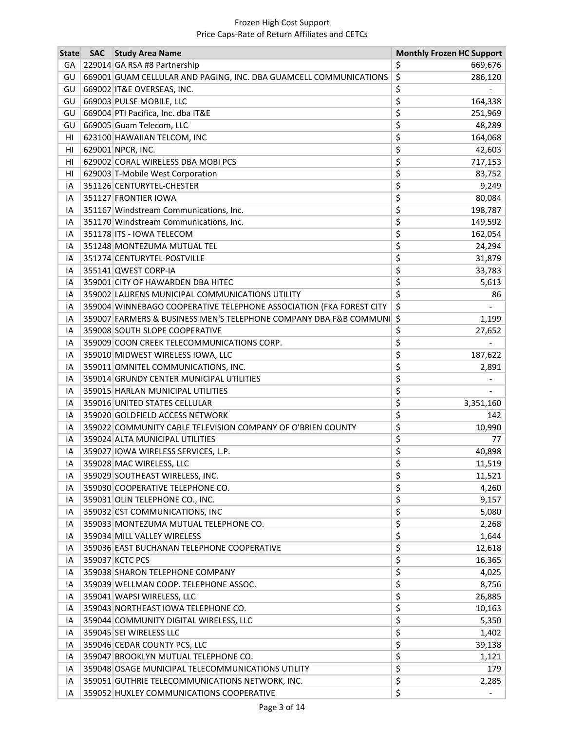| State | SAC | Study Area Name | Monthly Frozen HC Support |
|---|---|---|---|
| GA | 229014 | GA RSA #8 Partnership | $ 669,676 |
| GU | 669001 | GUAM CELLULAR AND PAGING, INC. DBA GUAMCELL COMMUNICATIONS | $ 286,120 |
| GU | 669002 | IT&E OVERSEAS, INC. | $ - |
| GU | 669003 | PULSE MOBILE, LLC | $ 164,338 |
| GU | 669004 | PTI Pacifica, Inc. dba IT&E | $ 251,969 |
| GU | 669005 | Guam Telecom, LLC | $ 48,289 |
| HI | 623100 | HAWAIIAN TELCOM, INC | $ 164,068 |
| HI | 629001 | NPCR, INC. | $ 42,603 |
| HI | 629002 | CORAL WIRELESS DBA MOBI PCS | $ 717,153 |
| HI | 629003 | T-Mobile West Corporation | $ 83,752 |
| IA | 351126 | CENTURYTEL-CHESTER | $ 9,249 |
| IA | 351127 | FRONTIER IOWA | $ 80,084 |
| IA | 351167 | Windstream Communications, Inc. | $ 198,787 |
| IA | 351170 | Windstream Communications, Inc. | $ 149,592 |
| IA | 351178 | ITS - IOWA TELECOM | $ 162,054 |
| IA | 351248 | MONTEZUMA MUTUAL TEL | $ 24,294 |
| IA | 351274 | CENTURYTEL-POSTVILLE | $ 31,879 |
| IA | 355141 | QWEST CORP-IA | $ 33,783 |
| IA | 359001 | CITY OF HAWARDEN DBA HITEC | $ 5,613 |
| IA | 359002 | LAURENS MUNICIPAL COMMUNICATIONS UTILITY | $ 86 |
| IA | 359004 | WINNEBAGO COOPERATIVE TELEPHONE ASSOCIATION (FKA FOREST CITY | $ - |
| IA | 359007 | FARMERS & BUSINESS MEN'S TELEPHONE COMPANY DBA F&B COMMUNI | $ 1,199 |
| IA | 359008 | SOUTH SLOPE COOPERATIVE | $ 27,652 |
| IA | 359009 | COON CREEK TELECOMMUNICATIONS CORP. | $ - |
| IA | 359010 | MIDWEST WIRELESS IOWA, LLC | $ 187,622 |
| IA | 359011 | OMNITEL COMMUNICATIONS, INC. | $ 2,891 |
| IA | 359014 | GRUNDY CENTER MUNICIPAL UTILITIES | $ - |
| IA | 359015 | HARLAN MUNICIPAL UTILITIES | $ - |
| IA | 359016 | UNITED STATES CELLULAR | $ 3,351,160 |
| IA | 359020 | GOLDFIELD ACCESS NETWORK | $ 142 |
| IA | 359022 | COMMUNITY CABLE TELEVISION COMPANY OF O'BRIEN COUNTY | $ 10,990 |
| IA | 359024 | ALTA MUNICIPAL UTILITIES | $ 77 |
| IA | 359027 | IOWA WIRELESS SERVICES, L.P. | $ 40,898 |
| IA | 359028 | MAC WIRELESS, LLC | $ 11,519 |
| IA | 359029 | SOUTHEAST WIRELESS, INC. | $ 11,521 |
| IA | 359030 | COOPERATIVE TELEPHONE CO. | $ 4,260 |
| IA | 359031 | OLIN TELEPHONE CO., INC. | $ 9,157 |
| IA | 359032 | CST COMMUNICATIONS, INC | $ 5,080 |
| IA | 359033 | MONTEZUMA MUTUAL TELEPHONE CO. | $ 2,268 |
| IA | 359034 | MILL VALLEY WIRELESS | $ 1,644 |
| IA | 359036 | EAST BUCHANAN TELEPHONE COOPERATIVE | $ 12,618 |
| IA | 359037 | KCTC PCS | $ 16,365 |
| IA | 359038 | SHARON TELEPHONE COMPANY | $ 4,025 |
| IA | 359039 | WELLMAN COOP. TELEPHONE ASSOC. | $ 8,756 |
| IA | 359041 | WAPSI WIRELESS, LLC | $ 26,885 |
| IA | 359043 | NORTHEAST IOWA TELEPHONE CO. | $ 10,163 |
| IA | 359044 | COMMUNITY DIGITAL WIRELESS, LLC | $ 5,350 |
| IA | 359045 | SEI WIRELESS LLC | $ 1,402 |
| IA | 359046 | CEDAR COUNTY PCS, LLC | $ 39,138 |
| IA | 359047 | BROOKLYN MUTUAL TELEPHONE CO. | $ 1,121 |
| IA | 359048 | OSAGE MUNICIPAL TELECOMMUNICATIONS UTILITY | $ 179 |
| IA | 359051 | GUTHRIE TELECOMMUNICATIONS NETWORK, INC. | $ 2,285 |
| IA | 359052 | HUXLEY COMMUNICATIONS COOPERATIVE | $ - |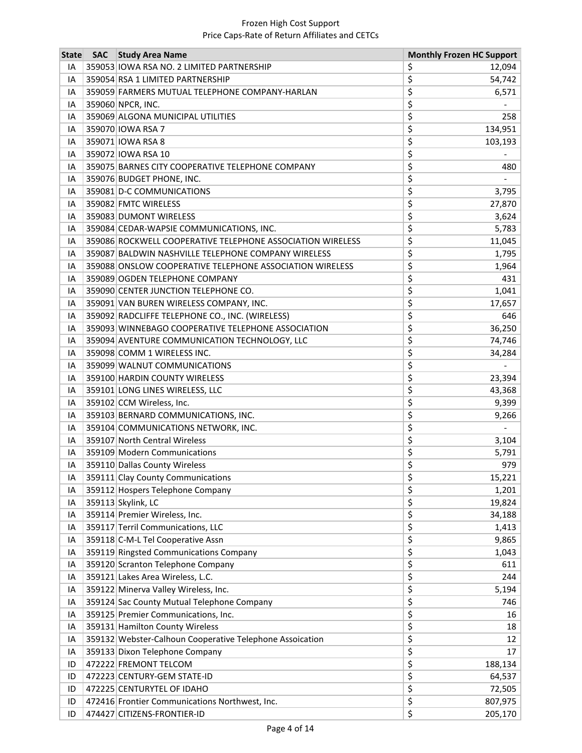Frozen High Cost Support
Price Caps-Rate of Return Affiliates and CETCs

| State | SAC | Study Area Name | Monthly Frozen HC Support |
|---|---|---|---|
| IA | 359053 | IOWA RSA NO. 2 LIMITED PARTNERSHIP | $ 12,094 |
| IA | 359054 | RSA 1 LIMITED PARTNERSHIP | $ 54,742 |
| IA | 359059 | FARMERS MUTUAL TELEPHONE COMPANY-HARLAN | $ 6,571 |
| IA | 359060 | NPCR, INC. | $ - |
| IA | 359069 | ALGONA MUNICIPAL UTILITIES | $ 258 |
| IA | 359070 | IOWA RSA 7 | $ 134,951 |
| IA | 359071 | IOWA RSA 8 | $ 103,193 |
| IA | 359072 | IOWA RSA 10 | $ - |
| IA | 359075 | BARNES CITY COOPERATIVE TELEPHONE COMPANY | $ 480 |
| IA | 359076 | BUDGET PHONE, INC. | $ - |
| IA | 359081 | D-C COMMUNICATIONS | $ 3,795 |
| IA | 359082 | FMTC WIRELESS | $ 27,870 |
| IA | 359083 | DUMONT WIRELESS | $ 3,624 |
| IA | 359084 | CEDAR-WAPSIE COMMUNICATIONS, INC. | $ 5,783 |
| IA | 359086 | ROCKWELL COOPERATIVE TELEPHONE ASSOCIATION WIRELESS | $ 11,045 |
| IA | 359087 | BALDWIN NASHVILLE TELEPHONE COMPANY WIRELESS | $ 1,795 |
| IA | 359088 | ONSLOW COOPERATIVE TELEPHONE ASSOCIATION WIRELESS | $ 1,964 |
| IA | 359089 | OGDEN TELEPHONE COMPANY | $ 431 |
| IA | 359090 | CENTER JUNCTION TELEPHONE CO. | $ 1,041 |
| IA | 359091 | VAN BUREN WIRELESS COMPANY, INC. | $ 17,657 |
| IA | 359092 | RADCLIFFE TELEPHONE CO., INC. (WIRELESS) | $ 646 |
| IA | 359093 | WINNEBAGO COOPERATIVE TELEPHONE ASSOCIATION | $ 36,250 |
| IA | 359094 | AVENTURE COMMUNICATION TECHNOLOGY, LLC | $ 74,746 |
| IA | 359098 | COMM 1 WIRELESS INC. | $ 34,284 |
| IA | 359099 | WALNUT COMMUNICATIONS | $ - |
| IA | 359100 | HARDIN COUNTY WIRELESS | $ 23,394 |
| IA | 359101 | LONG LINES WIRELESS, LLC | $ 43,368 |
| IA | 359102 | CCM Wireless, Inc. | $ 9,399 |
| IA | 359103 | BERNARD COMMUNICATIONS, INC. | $ 9,266 |
| IA | 359104 | COMMUNICATIONS NETWORK, INC. | $ - |
| IA | 359107 | North Central Wireless | $ 3,104 |
| IA | 359109 | Modern Communications | $ 5,791 |
| IA | 359110 | Dallas County Wireless | $ 979 |
| IA | 359111 | Clay County Communications | $ 15,221 |
| IA | 359112 | Hospers Telephone Company | $ 1,201 |
| IA | 359113 | Skylink, LC | $ 19,824 |
| IA | 359114 | Premier Wireless, Inc. | $ 34,188 |
| IA | 359117 | Terril Communications, LLC | $ 1,413 |
| IA | 359118 | C-M-L Tel Cooperative Assn | $ 9,865 |
| IA | 359119 | Ringsted Communications Company | $ 1,043 |
| IA | 359120 | Scranton Telephone Company | $ 611 |
| IA | 359121 | Lakes Area Wireless, L.C. | $ 244 |
| IA | 359122 | Minerva Valley Wireless, Inc. | $ 5,194 |
| IA | 359124 | Sac County Mutual Telephone Company | $ 746 |
| IA | 359125 | Premier Communications, Inc. | $ 16 |
| IA | 359131 | Hamilton County Wireless | $ 18 |
| IA | 359132 | Webster-Calhoun Cooperative Telephone Assoication | $ 12 |
| IA | 359133 | Dixon Telephone Company | $ 17 |
| ID | 472222 | FREMONT TELCOM | $ 188,134 |
| ID | 472223 | CENTURY-GEM STATE-ID | $ 64,537 |
| ID | 472225 | CENTURYTEL OF IDAHO | $ 72,505 |
| ID | 472416 | Frontier Communications Northwest, Inc. | $ 807,975 |
| ID | 474427 | CITIZENS-FRONTIER-ID | $ 205,170 |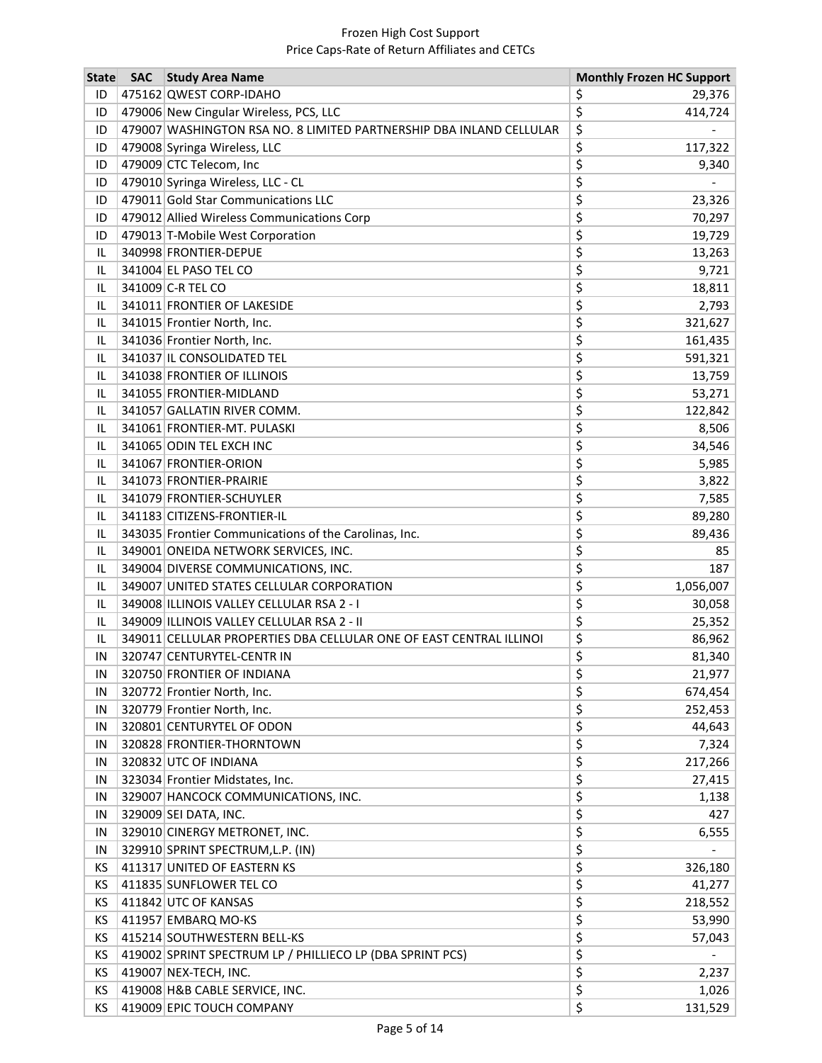Frozen High Cost Support
Price Caps-Rate of Return Affiliates and CETCs

| State | SAC | Study Area Name | Monthly Frozen HC Support |
|---|---|---|---|
| ID | 475162 | QWEST CORP-IDAHO | $ 29,376 |
| ID | 479006 | New Cingular Wireless, PCS, LLC | $ 414,724 |
| ID | 479007 | WASHINGTON RSA NO. 8 LIMITED PARTNERSHIP DBA INLAND CELLULAR | $ - |
| ID | 479008 | Syringa Wireless, LLC | $ 117,322 |
| ID | 479009 | CTC Telecom, Inc | $ 9,340 |
| ID | 479010 | Syringa Wireless, LLC - CL | $ - |
| ID | 479011 | Gold Star Communications LLC | $ 23,326 |
| ID | 479012 | Allied Wireless Communications Corp | $ 70,297 |
| ID | 479013 | T-Mobile West Corporation | $ 19,729 |
| IL | 340998 | FRONTIER-DEPUE | $ 13,263 |
| IL | 341004 | EL PASO TEL CO | $ 9,721 |
| IL | 341009 | C-R TEL CO | $ 18,811 |
| IL | 341011 | FRONTIER OF LAKESIDE | $ 2,793 |
| IL | 341015 | Frontier North, Inc. | $ 321,627 |
| IL | 341036 | Frontier North, Inc. | $ 161,435 |
| IL | 341037 | IL CONSOLIDATED TEL | $ 591,321 |
| IL | 341038 | FRONTIER OF ILLINOIS | $ 13,759 |
| IL | 341055 | FRONTIER-MIDLAND | $ 53,271 |
| IL | 341057 | GALLATIN RIVER COMM. | $ 122,842 |
| IL | 341061 | FRONTIER-MT. PULASKI | $ 8,506 |
| IL | 341065 | ODIN TEL EXCH INC | $ 34,546 |
| IL | 341067 | FRONTIER-ORION | $ 5,985 |
| IL | 341073 | FRONTIER-PRAIRIE | $ 3,822 |
| IL | 341079 | FRONTIER-SCHUYLER | $ 7,585 |
| IL | 341183 | CITIZENS-FRONTIER-IL | $ 89,280 |
| IL | 343035 | Frontier Communications of the Carolinas, Inc. | $ 89,436 |
| IL | 349001 | ONEIDA NETWORK SERVICES, INC. | $ 85 |
| IL | 349004 | DIVERSE COMMUNICATIONS, INC. | $ 187 |
| IL | 349007 | UNITED STATES CELLULAR CORPORATION | $ 1,056,007 |
| IL | 349008 | ILLINOIS VALLEY CELLULAR RSA 2 - I | $ 30,058 |
| IL | 349009 | ILLINOIS VALLEY CELLULAR RSA 2 - II | $ 25,352 |
| IL | 349011 | CELLULAR PROPERTIES DBA CELLULAR ONE OF EAST CENTRAL ILLINOI | $ 86,962 |
| IN | 320747 | CENTURYTEL-CENTR IN | $ 81,340 |
| IN | 320750 | FRONTIER OF INDIANA | $ 21,977 |
| IN | 320772 | Frontier North, Inc. | $ 674,454 |
| IN | 320779 | Frontier North, Inc. | $ 252,453 |
| IN | 320801 | CENTURYTEL OF ODON | $ 44,643 |
| IN | 320828 | FRONTIER-THORNTOWN | $ 7,324 |
| IN | 320832 | UTC OF INDIANA | $ 217,266 |
| IN | 323034 | Frontier Midstates, Inc. | $ 27,415 |
| IN | 329007 | HANCOCK COMMUNICATIONS, INC. | $ 1,138 |
| IN | 329009 | SEI DATA, INC. | $ 427 |
| IN | 329010 | CINERGY METRONET, INC. | $ 6,555 |
| IN | 329910 | SPRINT SPECTRUM,L.P. (IN) | $ - |
| KS | 411317 | UNITED OF EASTERN KS | $ 326,180 |
| KS | 411835 | SUNFLOWER TEL CO | $ 41,277 |
| KS | 411842 | UTC OF KANSAS | $ 218,552 |
| KS | 411957 | EMBARQ MO-KS | $ 53,990 |
| KS | 415214 | SOUTHWESTERN BELL-KS | $ 57,043 |
| KS | 419002 | SPRINT SPECTRUM LP / PHILLIECO LP (DBA SPRINT PCS) | $ - |
| KS | 419007 | NEX-TECH, INC. | $ 2,237 |
| KS | 419008 | H&B CABLE SERVICE, INC. | $ 1,026 |
| KS | 419009 | EPIC TOUCH COMPANY | $ 131,529 |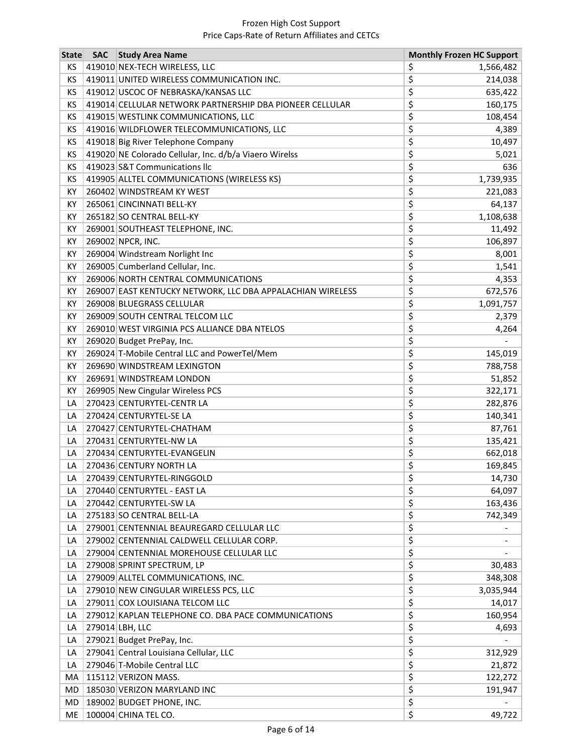Frozen High Cost Support
Price Caps-Rate of Return Affiliates and CETCs

| State | SAC | Study Area Name | Monthly Frozen HC Support |
|---|---|---|---|
| KS | 419010 | NEX-TECH WIRELESS, LLC | $ 1,566,482 |
| KS | 419011 | UNITED WIRELESS COMMUNICATION INC. | $ 214,038 |
| KS | 419012 | USCOC OF NEBRASKA/KANSAS LLC | $ 635,422 |
| KS | 419014 | CELLULAR NETWORK PARTNERSHIP DBA PIONEER CELLULAR | $ 160,175 |
| KS | 419015 | WESTLINK COMMUNICATIONS, LLC | $ 108,454 |
| KS | 419016 | WILDFLOWER TELECOMMUNICATIONS, LLC | $ 4,389 |
| KS | 419018 | Big River Telephone Company | $ 10,497 |
| KS | 419020 | NE Colorado Cellular, Inc. d/b/a Viaero Wirelss | $ 5,021 |
| KS | 419023 | S&T Communications llc | $ 636 |
| KS | 419905 | ALLTEL COMMUNICATIONS (WIRELESS KS) | $ 1,739,935 |
| KY | 260402 | WINDSTREAM KY WEST | $ 221,083 |
| KY | 265061 | CINCINNATI BELL-KY | $ 64,137 |
| KY | 265182 | SO CENTRAL BELL-KY | $ 1,108,638 |
| KY | 269001 | SOUTHEAST TELEPHONE, INC. | $ 11,492 |
| KY | 269002 | NPCR, INC. | $ 106,897 |
| KY | 269004 | Windstream Norlight Inc | $ 8,001 |
| KY | 269005 | Cumberland Cellular, Inc. | $ 1,541 |
| KY | 269006 | NORTH CENTRAL COMMUNICATIONS | $ 4,353 |
| KY | 269007 | EAST KENTUCKY NETWORK, LLC DBA APPALACHIAN WIRELESS | $ 672,576 |
| KY | 269008 | BLUEGRASS CELLULAR | $ 1,091,757 |
| KY | 269009 | SOUTH CENTRAL TELCOM LLC | $ 2,379 |
| KY | 269010 | WEST VIRGINIA PCS ALLIANCE DBA NTELOS | $ 4,264 |
| KY | 269020 | Budget PrePay, Inc. | $ - |
| KY | 269024 | T-Mobile Central LLC and PowerTel/Mem | $ 145,019 |
| KY | 269690 | WINDSTREAM LEXINGTON | $ 788,758 |
| KY | 269691 | WINDSTREAM LONDON | $ 51,852 |
| KY | 269905 | New Cingular Wireless PCS | $ 322,171 |
| LA | 270423 | CENTURYTEL-CENTR LA | $ 282,876 |
| LA | 270424 | CENTURYTEL-SE LA | $ 140,341 |
| LA | 270427 | CENTURYTEL-CHATHAM | $ 87,761 |
| LA | 270431 | CENTURYTEL-NW LA | $ 135,421 |
| LA | 270434 | CENTURYTEL-EVANGELIN | $ 662,018 |
| LA | 270436 | CENTURY NORTH LA | $ 169,845 |
| LA | 270439 | CENTURYTEL-RINGGOLD | $ 14,730 |
| LA | 270440 | CENTURYTEL - EAST LA | $ 64,097 |
| LA | 270442 | CENTURYTEL-SW LA | $ 163,436 |
| LA | 275183 | SO CENTRAL BELL-LA | $ 742,349 |
| LA | 279001 | CENTENNIAL BEAUREGARD CELLULAR LLC | $ - |
| LA | 279002 | CENTENNIAL CALDWELL CELLULAR CORP. | $ - |
| LA | 279004 | CENTENNIAL MOREHOUSE CELLULAR LLC | $ - |
| LA | 279008 | SPRINT SPECTRUM, LP | $ 30,483 |
| LA | 279009 | ALLTEL COMMUNICATIONS, INC. | $ 348,308 |
| LA | 279010 | NEW CINGULAR WIRELESS PCS, LLC | $ 3,035,944 |
| LA | 279011 | COX LOUISIANA TELCOM LLC | $ 14,017 |
| LA | 279012 | KAPLAN TELEPHONE CO. DBA PACE COMMUNICATIONS | $ 160,954 |
| LA | 279014 | LBH, LLC | $ 4,693 |
| LA | 279021 | Budget PrePay, Inc. | $ - |
| LA | 279041 | Central Louisiana Cellular, LLC | $ 312,929 |
| LA | 279046 | T-Mobile Central LLC | $ 21,872 |
| MA | 115112 | VERIZON MASS. | $ 122,272 |
| MD | 185030 | VERIZON MARYLAND INC | $ 191,947 |
| MD | 189002 | BUDGET PHONE, INC. | $ - |
| ME | 100004 | CHINA TEL CO. | $ 49,722 |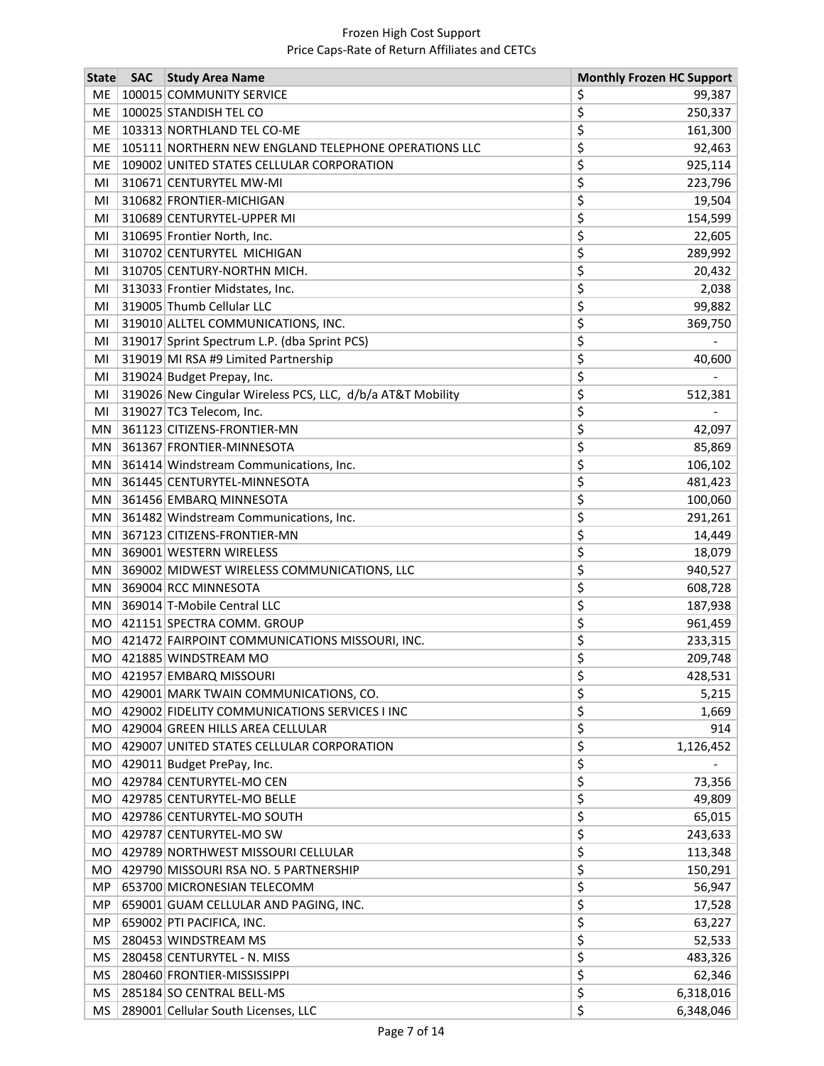Frozen High Cost Support
Price Caps-Rate of Return Affiliates and CETCs

| State | SAC | Study Area Name | Monthly Frozen HC Support |
|---|---|---|---|
| ME | 100015 | COMMUNITY SERVICE | $ 99,387 |
| ME | 100025 | STANDISH TEL CO | $ 250,337 |
| ME | 103313 | NORTHLAND TEL CO-ME | $ 161,300 |
| ME | 105111 | NORTHERN NEW ENGLAND TELEPHONE OPERATIONS LLC | $ 92,463 |
| ME | 109002 | UNITED STATES CELLULAR CORPORATION | $ 925,114 |
| MI | 310671 | CENTURYTEL MW-MI | $ 223,796 |
| MI | 310682 | FRONTIER-MICHIGAN | $ 19,504 |
| MI | 310689 | CENTURYTEL-UPPER MI | $ 154,599 |
| MI | 310695 | Frontier North, Inc. | $ 22,605 |
| MI | 310702 | CENTURYTEL MICHIGAN | $ 289,992 |
| MI | 310705 | CENTURY-NORTHN MICH. | $ 20,432 |
| MI | 313033 | Frontier Midstates, Inc. | $ 2,038 |
| MI | 319005 | Thumb Cellular LLC | $ 99,882 |
| MI | 319010 | ALLTEL COMMUNICATIONS, INC. | $ 369,750 |
| MI | 319017 | Sprint Spectrum L.P. (dba Sprint PCS) | $ - |
| MI | 319019 | MI RSA #9 Limited Partnership | $ 40,600 |
| MI | 319024 | Budget Prepay, Inc. | $ - |
| MI | 319026 | New Cingular Wireless PCS, LLC, d/b/a AT&T Mobility | $ 512,381 |
| MI | 319027 | TC3 Telecom, Inc. | $ - |
| MN | 361123 | CITIZENS-FRONTIER-MN | $ 42,097 |
| MN | 361367 | FRONTIER-MINNESOTA | $ 85,869 |
| MN | 361414 | Windstream Communications, Inc. | $ 106,102 |
| MN | 361445 | CENTURYTEL-MINNESOTA | $ 481,423 |
| MN | 361456 | EMBARQ MINNESOTA | $ 100,060 |
| MN | 361482 | Windstream Communications, Inc. | $ 291,261 |
| MN | 367123 | CITIZENS-FRONTIER-MN | $ 14,449 |
| MN | 369001 | WESTERN WIRELESS | $ 18,079 |
| MN | 369002 | MIDWEST WIRELESS COMMUNICATIONS, LLC | $ 940,527 |
| MN | 369004 | RCC MINNESOTA | $ 608,728 |
| MN | 369014 | T-Mobile Central LLC | $ 187,938 |
| MO | 421151 | SPECTRA COMM. GROUP | $ 961,459 |
| MO | 421472 | FAIRPOINT COMMUNICATIONS MISSOURI, INC. | $ 233,315 |
| MO | 421885 | WINDSTREAM MO | $ 209,748 |
| MO | 421957 | EMBARQ MISSOURI | $ 428,531 |
| MO | 429001 | MARK TWAIN COMMUNICATIONS, CO. | $ 5,215 |
| MO | 429002 | FIDELITY COMMUNICATIONS SERVICES I INC | $ 1,669 |
| MO | 429004 | GREEN HILLS AREA CELLULAR | $ 914 |
| MO | 429007 | UNITED STATES CELLULAR CORPORATION | $ 1,126,452 |
| MO | 429011 | Budget PrePay, Inc. | $ - |
| MO | 429784 | CENTURYTEL-MO CEN | $ 73,356 |
| MO | 429785 | CENTURYTEL-MO BELLE | $ 49,809 |
| MO | 429786 | CENTURYTEL-MO SOUTH | $ 65,015 |
| MO | 429787 | CENTURYTEL-MO SW | $ 243,633 |
| MO | 429789 | NORTHWEST MISSOURI CELLULAR | $ 113,348 |
| MO | 429790 | MISSOURI RSA NO. 5 PARTNERSHIP | $ 150,291 |
| MP | 653700 | MICRONESIAN TELECOMM | $ 56,947 |
| MP | 659001 | GUAM CELLULAR AND PAGING, INC. | $ 17,528 |
| MP | 659002 | PTI PACIFICA, INC. | $ 63,227 |
| MS | 280453 | WINDSTREAM MS | $ 52,533 |
| MS | 280458 | CENTURYTEL - N. MISS | $ 483,326 |
| MS | 280460 | FRONTIER-MISSISSIPPI | $ 62,346 |
| MS | 285184 | SO CENTRAL BELL-MS | $ 6,318,016 |
| MS | 289001 | Cellular South Licenses, LLC | $ 6,348,046 |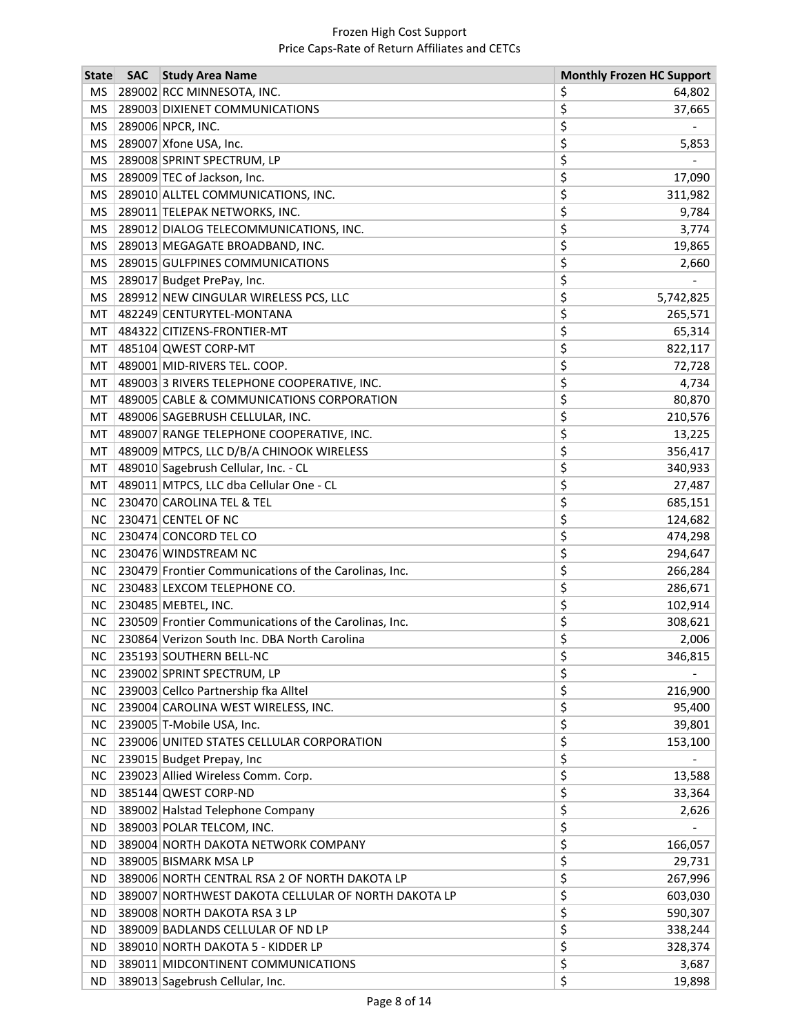| State | SAC | Study Area Name | Monthly Frozen HC Support |
|---|---|---|---|
| MS | 289002 | RCC MINNESOTA, INC. | $ 64,802 |
| MS | 289003 | DIXIENET COMMUNICATIONS | $ 37,665 |
| MS | 289006 | NPCR, INC. | $ - |
| MS | 289007 | Xfone USA, Inc. | $ 5,853 |
| MS | 289008 | SPRINT SPECTRUM, LP | $ - |
| MS | 289009 | TEC of Jackson, Inc. | $ 17,090 |
| MS | 289010 | ALLTEL COMMUNICATIONS, INC. | $ 311,982 |
| MS | 289011 | TELEPAK NETWORKS, INC. | $ 9,784 |
| MS | 289012 | DIALOG TELECOMMUNICATIONS, INC. | $ 3,774 |
| MS | 289013 | MEGAGATE BROADBAND, INC. | $ 19,865 |
| MS | 289015 | GULFPINES COMMUNICATIONS | $ 2,660 |
| MS | 289017 | Budget PrePay, Inc. | $ - |
| MS | 289912 | NEW CINGULAR WIRELESS PCS, LLC | $ 5,742,825 |
| MT | 482249 | CENTURYTEL-MONTANA | $ 265,571 |
| MT | 484322 | CITIZENS-FRONTIER-MT | $ 65,314 |
| MT | 485104 | QWEST CORP-MT | $ 822,117 |
| MT | 489001 | MID-RIVERS TEL. COOP. | $ 72,728 |
| MT | 489003 | 3 RIVERS TELEPHONE COOPERATIVE, INC. | $ 4,734 |
| MT | 489005 | CABLE & COMMUNICATIONS CORPORATION | $ 80,870 |
| MT | 489006 | SAGEBRUSH CELLULAR, INC. | $ 210,576 |
| MT | 489007 | RANGE TELEPHONE COOPERATIVE, INC. | $ 13,225 |
| MT | 489009 | MTPCS, LLC D/B/A CHINOOK WIRELESS | $ 356,417 |
| MT | 489010 | Sagebrush Cellular, Inc. - CL | $ 340,933 |
| MT | 489011 | MTPCS, LLC dba Cellular One - CL | $ 27,487 |
| NC | 230470 | CAROLINA TEL & TEL | $ 685,151 |
| NC | 230471 | CENTEL OF NC | $ 124,682 |
| NC | 230474 | CONCORD TEL CO | $ 474,298 |
| NC | 230476 | WINDSTREAM NC | $ 294,647 |
| NC | 230479 | Frontier Communications of the Carolinas, Inc. | $ 266,284 |
| NC | 230483 | LEXCOM TELEPHONE CO. | $ 286,671 |
| NC | 230485 | MEBTEL, INC. | $ 102,914 |
| NC | 230509 | Frontier Communications of the Carolinas, Inc. | $ 308,621 |
| NC | 230864 | Verizon South Inc. DBA North Carolina | $ 2,006 |
| NC | 235193 | SOUTHERN BELL-NC | $ 346,815 |
| NC | 239002 | SPRINT SPECTRUM, LP | $ - |
| NC | 239003 | Cellco Partnership fka Alltel | $ 216,900 |
| NC | 239004 | CAROLINA WEST WIRELESS, INC. | $ 95,400 |
| NC | 239005 | T-Mobile USA, Inc. | $ 39,801 |
| NC | 239006 | UNITED STATES CELLULAR CORPORATION | $ 153,100 |
| NC | 239015 | Budget Prepay, Inc | $ - |
| NC | 239023 | Allied Wireless Comm. Corp. | $ 13,588 |
| ND | 385144 | QWEST CORP-ND | $ 33,364 |
| ND | 389002 | Halstad Telephone Company | $ 2,626 |
| ND | 389003 | POLAR TELCOM, INC. | $ - |
| ND | 389004 | NORTH DAKOTA NETWORK COMPANY | $ 166,057 |
| ND | 389005 | BISMARK MSA LP | $ 29,731 |
| ND | 389006 | NORTH CENTRAL RSA 2 OF NORTH DAKOTA LP | $ 267,996 |
| ND | 389007 | NORTHWEST DAKOTA CELLULAR OF NORTH DAKOTA LP | $ 603,030 |
| ND | 389008 | NORTH DAKOTA RSA 3 LP | $ 590,307 |
| ND | 389009 | BADLANDS CELLULAR OF ND LP | $ 338,244 |
| ND | 389010 | NORTH DAKOTA 5 - KIDDER LP | $ 328,374 |
| ND | 389011 | MIDCONTINENT COMMUNICATIONS | $ 3,687 |
| ND | 389013 | Sagebrush Cellular, Inc. | $ 19,898 |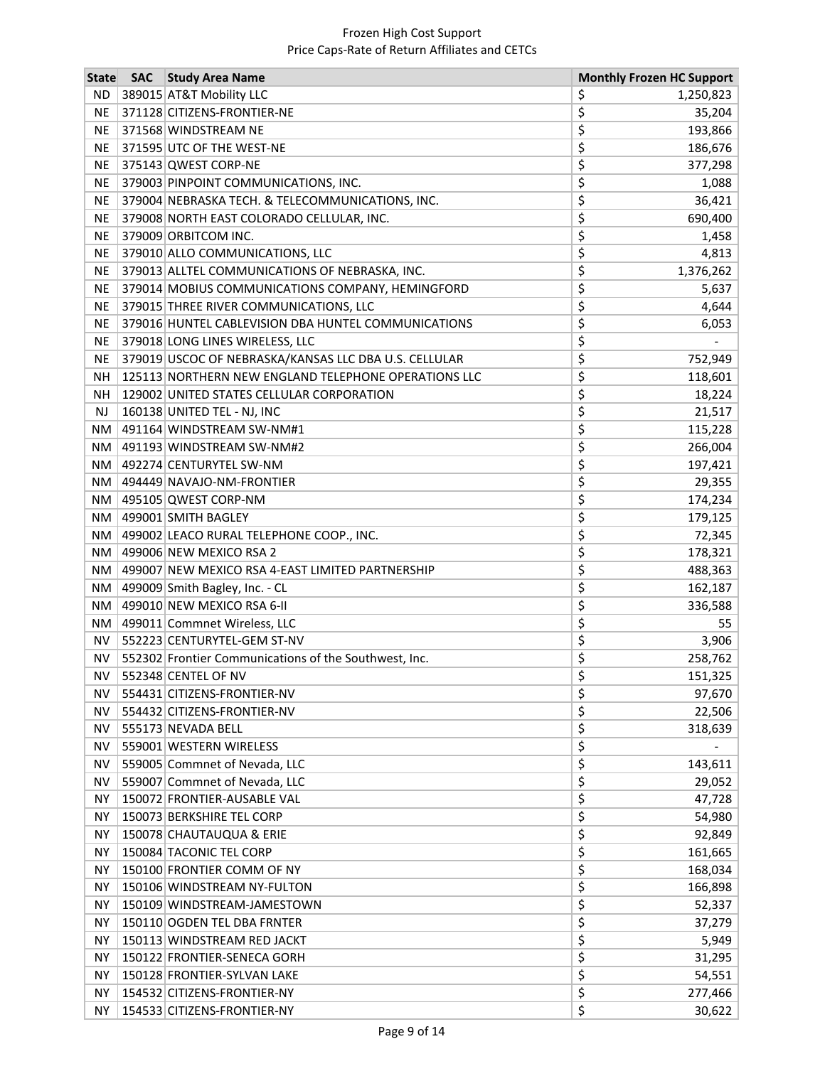Frozen High Cost Support
Price Caps-Rate of Return Affiliates and CETCs

| State | SAC | Study Area Name | Monthly Frozen HC Support |
|---|---|---|---|
| ND | 389015 | AT&T Mobility LLC | $ 1,250,823 |
| NE | 371128 | CITIZENS-FRONTIER-NE | $ 35,204 |
| NE | 371568 | WINDSTREAM NE | $ 193,866 |
| NE | 371595 | UTC OF THE WEST-NE | $ 186,676 |
| NE | 375143 | QWEST CORP-NE | $ 377,298 |
| NE | 379003 | PINPOINT COMMUNICATIONS, INC. | $ 1,088 |
| NE | 379004 | NEBRASKA TECH. & TELECOMMUNICATIONS, INC. | $ 36,421 |
| NE | 379008 | NORTH EAST COLORADO CELLULAR, INC. | $ 690,400 |
| NE | 379009 | ORBITCOM INC. | $ 1,458 |
| NE | 379010 | ALLO COMMUNICATIONS, LLC | $ 4,813 |
| NE | 379013 | ALLTEL COMMUNICATIONS OF NEBRASKA, INC. | $ 1,376,262 |
| NE | 379014 | MOBIUS COMMUNICATIONS COMPANY, HEMINGFORD | $ 5,637 |
| NE | 379015 | THREE RIVER COMMUNICATIONS, LLC | $ 4,644 |
| NE | 379016 | HUNTEL CABLEVISION DBA HUNTEL COMMUNICATIONS | $ 6,053 |
| NE | 379018 | LONG LINES WIRELESS, LLC | $ - |
| NE | 379019 | USCOC OF NEBRASKA/KANSAS LLC DBA U.S. CELLULAR | $ 752,949 |
| NH | 125113 | NORTHERN NEW ENGLAND TELEPHONE OPERATIONS LLC | $ 118,601 |
| NH | 129002 | UNITED STATES CELLULAR CORPORATION | $ 18,224 |
| NJ | 160138 | UNITED TEL - NJ, INC | $ 21,517 |
| NM | 491164 | WINDSTREAM SW-NM#1 | $ 115,228 |
| NM | 491193 | WINDSTREAM SW-NM#2 | $ 266,004 |
| NM | 492274 | CENTURYTEL SW-NM | $ 197,421 |
| NM | 494449 | NAVAJO-NM-FRONTIER | $ 29,355 |
| NM | 495105 | QWEST CORP-NM | $ 174,234 |
| NM | 499001 | SMITH BAGLEY | $ 179,125 |
| NM | 499002 | LEACO RURAL TELEPHONE COOP., INC. | $ 72,345 |
| NM | 499006 | NEW MEXICO RSA 2 | $ 178,321 |
| NM | 499007 | NEW MEXICO RSA 4-EAST LIMITED PARTNERSHIP | $ 488,363 |
| NM | 499009 | Smith Bagley, Inc. - CL | $ 162,187 |
| NM | 499010 | NEW MEXICO RSA 6-II | $ 336,588 |
| NM | 499011 | Commnet Wireless, LLC | $ 55 |
| NV | 552223 | CENTURYTEL-GEM ST-NV | $ 3,906 |
| NV | 552302 | Frontier Communications of the Southwest, Inc. | $ 258,762 |
| NV | 552348 | CENTEL OF NV | $ 151,325 |
| NV | 554431 | CITIZENS-FRONTIER-NV | $ 97,670 |
| NV | 554432 | CITIZENS-FRONTIER-NV | $ 22,506 |
| NV | 555173 | NEVADA BELL | $ 318,639 |
| NV | 559001 | WESTERN WIRELESS | $ - |
| NV | 559005 | Commnet of Nevada, LLC | $ 143,611 |
| NV | 559007 | Commnet of Nevada, LLC | $ 29,052 |
| NY | 150072 | FRONTIER-AUSABLE VAL | $ 47,728 |
| NY | 150073 | BERKSHIRE TEL CORP | $ 54,980 |
| NY | 150078 | CHAUTAUQUA & ERIE | $ 92,849 |
| NY | 150084 | TACONIC TEL CORP | $ 161,665 |
| NY | 150100 | FRONTIER COMM OF NY | $ 168,034 |
| NY | 150106 | WINDSTREAM NY-FULTON | $ 166,898 |
| NY | 150109 | WINDSTREAM-JAMESTOWN | $ 52,337 |
| NY | 150110 | OGDEN TEL DBA FRNTER | $ 37,279 |
| NY | 150113 | WINDSTREAM RED JACKT | $ 5,949 |
| NY | 150122 | FRONTIER-SENECA GORH | $ 31,295 |
| NY | 150128 | FRONTIER-SYLVAN LAKE | $ 54,551 |
| NY | 154532 | CITIZENS-FRONTIER-NY | $ 277,466 |
| NY | 154533 | CITIZENS-FRONTIER-NY | $ 30,622 |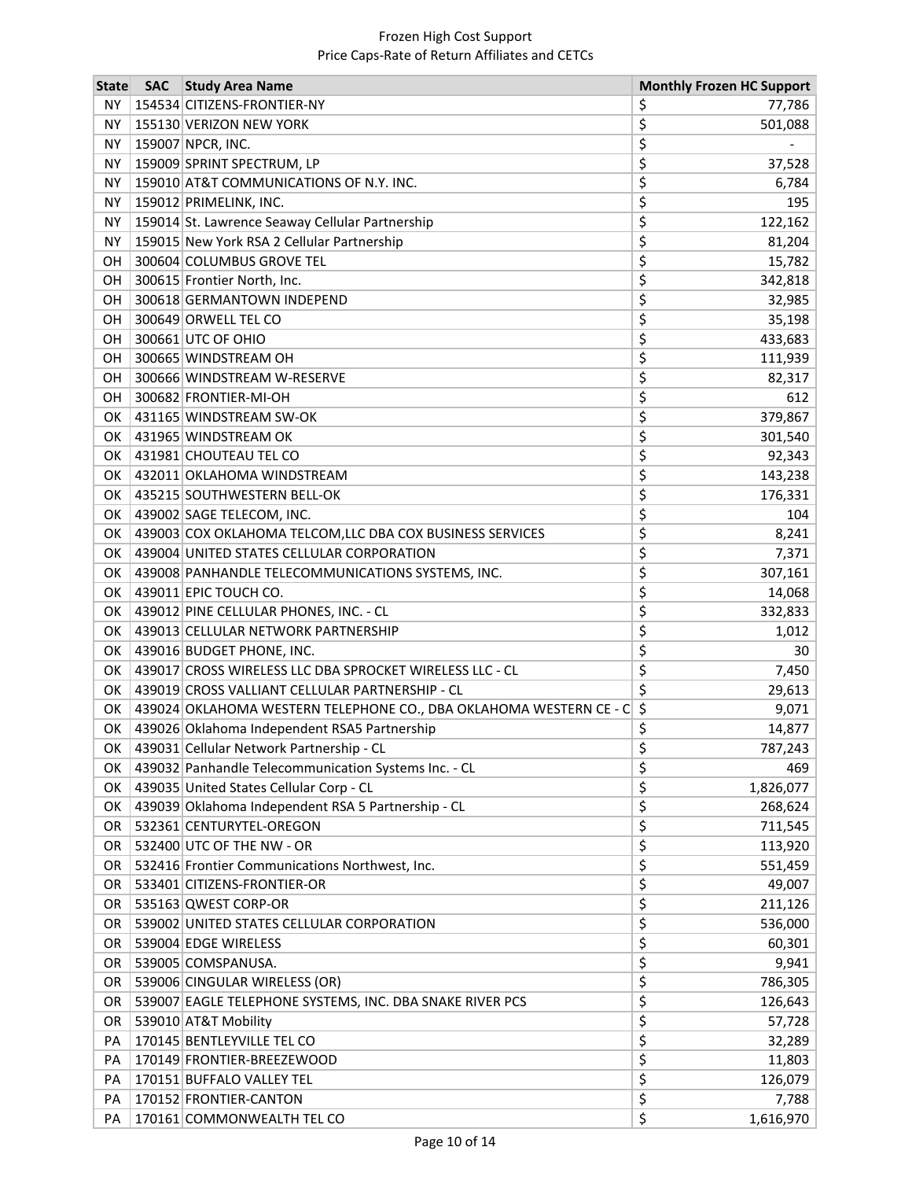Frozen High Cost Support
Price Caps-Rate of Return Affiliates and CETCs

| State | SAC | Study Area Name | Monthly Frozen HC Support |
|---|---|---|---|
| NY | 154534 | CITIZENS-FRONTIER-NY | $ 77,786 |
| NY | 155130 | VERIZON NEW YORK | $ 501,088 |
| NY | 159007 | NPCR, INC. | $ - |
| NY | 159009 | SPRINT SPECTRUM, LP | $ 37,528 |
| NY | 159010 | AT&T COMMUNICATIONS OF N.Y. INC. | $ 6,784 |
| NY | 159012 | PRIMELINK, INC. | $ 195 |
| NY | 159014 | St. Lawrence Seaway Cellular Partnership | $ 122,162 |
| NY | 159015 | New York RSA 2 Cellular Partnership | $ 81,204 |
| OH | 300604 | COLUMBUS GROVE TEL | $ 15,782 |
| OH | 300615 | Frontier North, Inc. | $ 342,818 |
| OH | 300618 | GERMANTOWN INDEPEND | $ 32,985 |
| OH | 300649 | ORWELL TEL CO | $ 35,198 |
| OH | 300661 | UTC OF OHIO | $ 433,683 |
| OH | 300665 | WINDSTREAM OH | $ 111,939 |
| OH | 300666 | WINDSTREAM W-RESERVE | $ 82,317 |
| OH | 300682 | FRONTIER-MI-OH | $ 612 |
| OK | 431165 | WINDSTREAM SW-OK | $ 379,867 |
| OK | 431965 | WINDSTREAM OK | $ 301,540 |
| OK | 431981 | CHOUTEAU TEL CO | $ 92,343 |
| OK | 432011 | OKLAHOMA WINDSTREAM | $ 143,238 |
| OK | 435215 | SOUTHWESTERN BELL-OK | $ 176,331 |
| OK | 439002 | SAGE TELECOM, INC. | $ 104 |
| OK | 439003 | COX OKLAHOMA TELCOM,LLC DBA COX BUSINESS SERVICES | $ 8,241 |
| OK | 439004 | UNITED STATES CELLULAR CORPORATION | $ 7,371 |
| OK | 439008 | PANHANDLE TELECOMMUNICATIONS SYSTEMS, INC. | $ 307,161 |
| OK | 439011 | EPIC TOUCH CO. | $ 14,068 |
| OK | 439012 | PINE CELLULAR PHONES, INC. - CL | $ 332,833 |
| OK | 439013 | CELLULAR NETWORK PARTNERSHIP | $ 1,012 |
| OK | 439016 | BUDGET PHONE, INC. | $ 30 |
| OK | 439017 | CROSS WIRELESS LLC DBA SPROCKET WIRELESS LLC - CL | $ 7,450 |
| OK | 439019 | CROSS VALLIANT CELLULAR PARTNERSHIP - CL | $ 29,613 |
| OK | 439024 | OKLAHOMA WESTERN TELEPHONE CO., DBA OKLAHOMA WESTERN CE - C | $ 9,071 |
| OK | 439026 | Oklahoma Independent RSA5 Partnership | $ 14,877 |
| OK | 439031 | Cellular Network Partnership - CL | $ 787,243 |
| OK | 439032 | Panhandle Telecommunication Systems Inc. - CL | $ 469 |
| OK | 439035 | United States Cellular Corp - CL | $ 1,826,077 |
| OK | 439039 | Oklahoma Independent RSA 5 Partnership - CL | $ 268,624 |
| OR | 532361 | CENTURYTEL-OREGON | $ 711,545 |
| OR | 532400 | UTC OF THE NW - OR | $ 113,920 |
| OR | 532416 | Frontier Communications Northwest, Inc. | $ 551,459 |
| OR | 533401 | CITIZENS-FRONTIER-OR | $ 49,007 |
| OR | 535163 | QWEST CORP-OR | $ 211,126 |
| OR | 539002 | UNITED STATES CELLULAR CORPORATION | $ 536,000 |
| OR | 539004 | EDGE WIRELESS | $ 60,301 |
| OR | 539005 | COMSPANUSA. | $ 9,941 |
| OR | 539006 | CINGULAR WIRELESS (OR) | $ 786,305 |
| OR | 539007 | EAGLE TELEPHONE SYSTEMS, INC. DBA SNAKE RIVER PCS | $ 126,643 |
| OR | 539010 | AT&T Mobility | $ 57,728 |
| PA | 170145 | BENTLEYVILLE TEL CO | $ 32,289 |
| PA | 170149 | FRONTIER-BREEZEWOOD | $ 11,803 |
| PA | 170151 | BUFFALO VALLEY TEL | $ 126,079 |
| PA | 170152 | FRONTIER-CANTON | $ 7,788 |
| PA | 170161 | COMMONWEALTH TEL CO | $ 1,616,970 |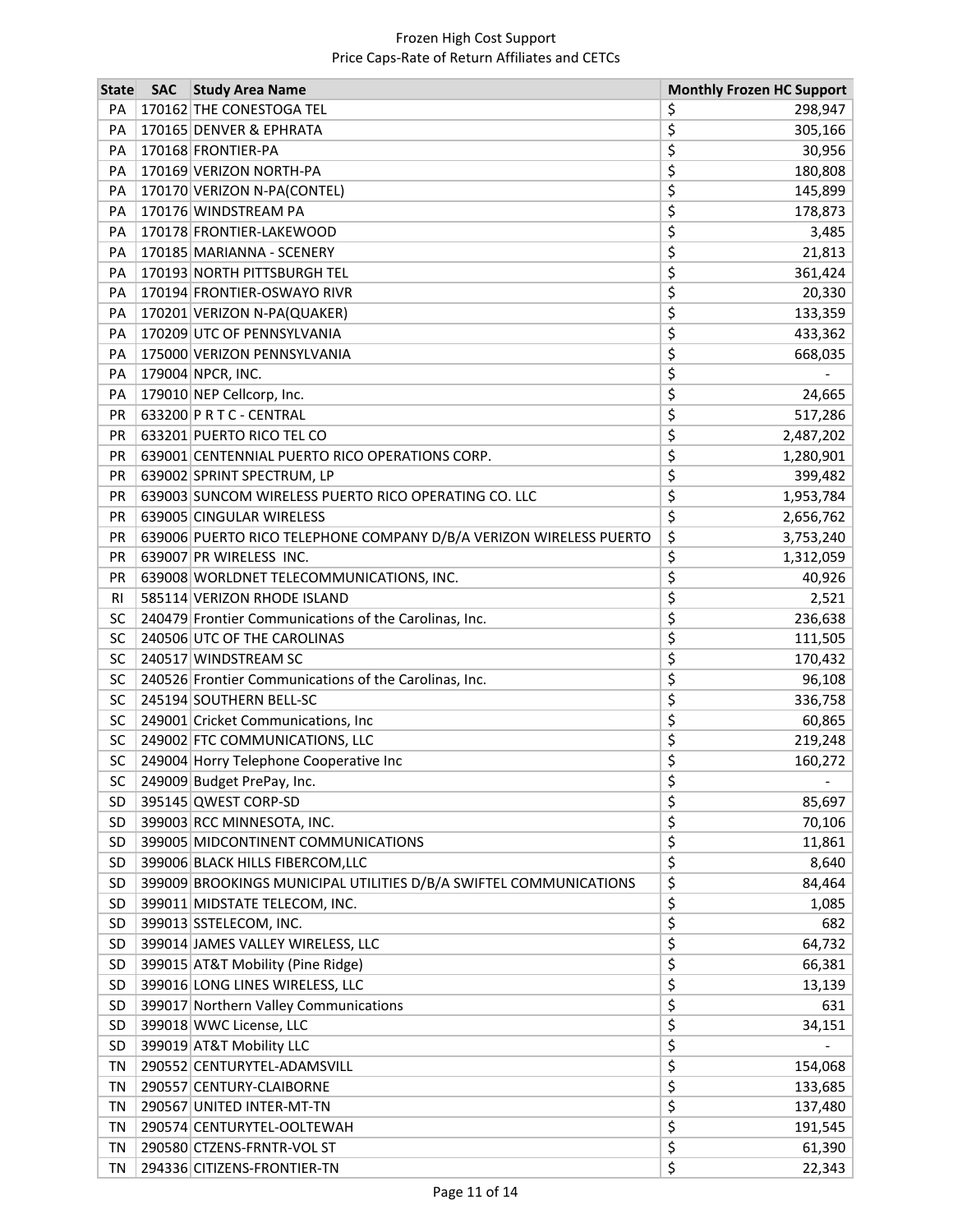Frozen High Cost Support
Price Caps-Rate of Return Affiliates and CETCs

| State | SAC | Study Area Name | Monthly Frozen HC Support |
|---|---|---|---|
| PA | 170162 | THE CONESTOGA TEL | $ 298,947 |
| PA | 170165 | DENVER & EPHRATA | $ 305,166 |
| PA | 170168 | FRONTIER-PA | $ 30,956 |
| PA | 170169 | VERIZON NORTH-PA | $ 180,808 |
| PA | 170170 | VERIZON N-PA(CONTEL) | $ 145,899 |
| PA | 170176 | WINDSTREAM PA | $ 178,873 |
| PA | 170178 | FRONTIER-LAKEWOOD | $ 3,485 |
| PA | 170185 | MARIANNA - SCENERY | $ 21,813 |
| PA | 170193 | NORTH PITTSBURGH TEL | $ 361,424 |
| PA | 170194 | FRONTIER-OSWAYO RIVR | $ 20,330 |
| PA | 170201 | VERIZON N-PA(QUAKER) | $ 133,359 |
| PA | 170209 | UTC OF PENNSYLVANIA | $ 433,362 |
| PA | 175000 | VERIZON PENNSYLVANIA | $ 668,035 |
| PA | 179004 | NPCR, INC. | $ - |
| PA | 179010 | NEP Cellcorp, Inc. | $ 24,665 |
| PR | 633200 | P R T C - CENTRAL | $ 517,286 |
| PR | 633201 | PUERTO RICO TEL CO | $ 2,487,202 |
| PR | 639001 | CENTENNIAL PUERTO RICO OPERATIONS CORP. | $ 1,280,901 |
| PR | 639002 | SPRINT SPECTRUM, LP | $ 399,482 |
| PR | 639003 | SUNCOM WIRELESS PUERTO RICO OPERATING CO. LLC | $ 1,953,784 |
| PR | 639005 | CINGULAR WIRELESS | $ 2,656,762 |
| PR | 639006 | PUERTO RICO TELEPHONE COMPANY D/B/A VERIZON WIRELESS PUERTO | $ 3,753,240 |
| PR | 639007 | PR WIRELESS INC. | $ 1,312,059 |
| PR | 639008 | WORLDNET TELECOMMUNICATIONS, INC. | $ 40,926 |
| RI | 585114 | VERIZON RHODE ISLAND | $ 2,521 |
| SC | 240479 | Frontier Communications of the Carolinas, Inc. | $ 236,638 |
| SC | 240506 | UTC OF THE CAROLINAS | $ 111,505 |
| SC | 240517 | WINDSTREAM SC | $ 170,432 |
| SC | 240526 | Frontier Communications of the Carolinas, Inc. | $ 96,108 |
| SC | 245194 | SOUTHERN BELL-SC | $ 336,758 |
| SC | 249001 | Cricket Communications, Inc | $ 60,865 |
| SC | 249002 | FTC COMMUNICATIONS, LLC | $ 219,248 |
| SC | 249004 | Horry Telephone Cooperative Inc | $ 160,272 |
| SC | 249009 | Budget PrePay, Inc. | $ - |
| SD | 395145 | QWEST CORP-SD | $ 85,697 |
| SD | 399003 | RCC MINNESOTA, INC. | $ 70,106 |
| SD | 399005 | MIDCONTINENT COMMUNICATIONS | $ 11,861 |
| SD | 399006 | BLACK HILLS FIBERCOM,LLC | $ 8,640 |
| SD | 399009 | BROOKINGS MUNICIPAL UTILITIES D/B/A SWIFTEL COMMUNICATIONS | $ 84,464 |
| SD | 399011 | MIDSTATE TELECOM, INC. | $ 1,085 |
| SD | 399013 | SSTELECOM, INC. | $ 682 |
| SD | 399014 | JAMES VALLEY WIRELESS, LLC | $ 64,732 |
| SD | 399015 | AT&T Mobility (Pine Ridge) | $ 66,381 |
| SD | 399016 | LONG LINES WIRELESS, LLC | $ 13,139 |
| SD | 399017 | Northern Valley Communications | $ 631 |
| SD | 399018 | WWC License, LLC | $ 34,151 |
| SD | 399019 | AT&T Mobility LLC | $ - |
| TN | 290552 | CENTURYTEL-ADAMSVILL | $ 154,068 |
| TN | 290557 | CENTURY-CLAIBORNE | $ 133,685 |
| TN | 290567 | UNITED INTER-MT-TN | $ 137,480 |
| TN | 290574 | CENTURYTEL-OOLTEWAH | $ 191,545 |
| TN | 290580 | CTZENS-FRNTR-VOL ST | $ 61,390 |
| TN | 294336 | CITIZENS-FRONTIER-TN | $ 22,343 |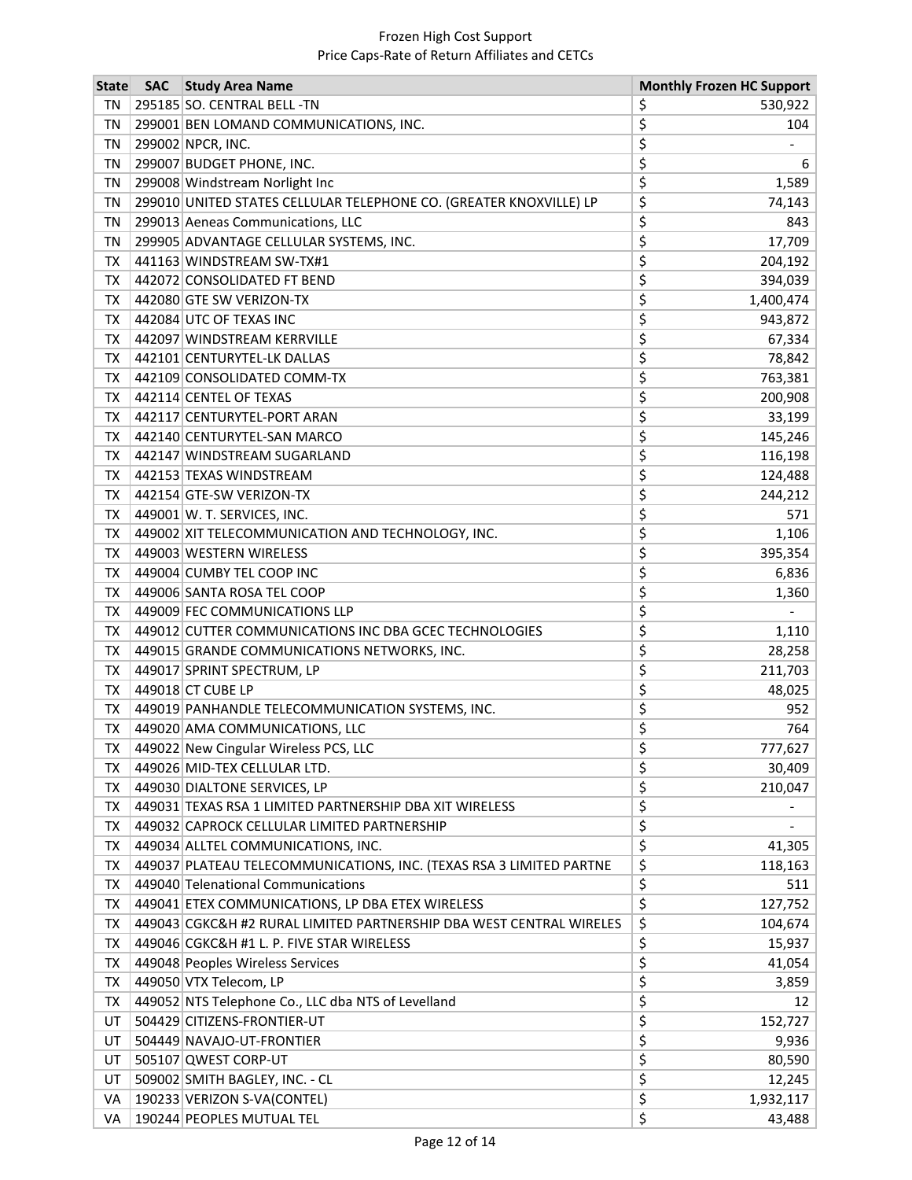Frozen High Cost Support
Price Caps-Rate of Return Affiliates and CETCs

| State | SAC | Study Area Name | Monthly Frozen HC Support |
|---|---|---|---|
| TN | 295185 | SO. CENTRAL BELL -TN | $ 530,922 |
| TN | 299001 | BEN LOMAND COMMUNICATIONS, INC. | $ 104 |
| TN | 299002 | NPCR, INC. | $ - |
| TN | 299007 | BUDGET PHONE, INC. | $ 6 |
| TN | 299008 | Windstream Norlight Inc | $ 1,589 |
| TN | 299010 | UNITED STATES CELLULAR TELEPHONE CO. (GREATER KNOXVILLE) LP | $ 74,143 |
| TN | 299013 | Aeneas Communications, LLC | $ 843 |
| TN | 299905 | ADVANTAGE CELLULAR SYSTEMS, INC. | $ 17,709 |
| TX | 441163 | WINDSTREAM SW-TX#1 | $ 204,192 |
| TX | 442072 | CONSOLIDATED FT BEND | $ 394,039 |
| TX | 442080 | GTE SW VERIZON-TX | $ 1,400,474 |
| TX | 442084 | UTC OF TEXAS INC | $ 943,872 |
| TX | 442097 | WINDSTREAM KERRVILLE | $ 67,334 |
| TX | 442101 | CENTURYTEL-LK DALLAS | $ 78,842 |
| TX | 442109 | CONSOLIDATED COMM-TX | $ 763,381 |
| TX | 442114 | CENTEL OF TEXAS | $ 200,908 |
| TX | 442117 | CENTURYTEL-PORT ARAN | $ 33,199 |
| TX | 442140 | CENTURYTEL-SAN MARCO | $ 145,246 |
| TX | 442147 | WINDSTREAM SUGARLAND | $ 116,198 |
| TX | 442153 | TEXAS WINDSTREAM | $ 124,488 |
| TX | 442154 | GTE-SW VERIZON-TX | $ 244,212 |
| TX | 449001 | W. T. SERVICES, INC. | $ 571 |
| TX | 449002 | XIT TELECOMMUNICATION AND TECHNOLOGY, INC. | $ 1,106 |
| TX | 449003 | WESTERN WIRELESS | $ 395,354 |
| TX | 449004 | CUMBY TEL COOP INC | $ 6,836 |
| TX | 449006 | SANTA ROSA TEL COOP | $ 1,360 |
| TX | 449009 | FEC COMMUNICATIONS LLP | $ - |
| TX | 449012 | CUTTER COMMUNICATIONS INC DBA GCEC TECHNOLOGIES | $ 1,110 |
| TX | 449015 | GRANDE COMMUNICATIONS NETWORKS, INC. | $ 28,258 |
| TX | 449017 | SPRINT SPECTRUM, LP | $ 211,703 |
| TX | 449018 | CT CUBE LP | $ 48,025 |
| TX | 449019 | PANHANDLE TELECOMMUNICATION SYSTEMS, INC. | $ 952 |
| TX | 449020 | AMA COMMUNICATIONS, LLC | $ 764 |
| TX | 449022 | New Cingular Wireless PCS, LLC | $ 777,627 |
| TX | 449026 | MID-TEX CELLULAR LTD. | $ 30,409 |
| TX | 449030 | DIALTONE SERVICES, LP | $ 210,047 |
| TX | 449031 | TEXAS RSA 1 LIMITED PARTNERSHIP DBA XIT WIRELESS | $ - |
| TX | 449032 | CAPROCK CELLULAR LIMITED PARTNERSHIP | $ - |
| TX | 449034 | ALLTEL COMMUNICATIONS, INC. | $ 41,305 |
| TX | 449037 | PLATEAU TELECOMMUNICATIONS, INC. (TEXAS RSA 3 LIMITED PARTNE | $ 118,163 |
| TX | 449040 | Telenational Communications | $ 511 |
| TX | 449041 | ETEX COMMUNICATIONS, LP DBA ETEX WIRELESS | $ 127,752 |
| TX | 449043 | CGKC&H #2 RURAL LIMITED PARTNERSHIP DBA WEST CENTRAL WIRELES | $ 104,674 |
| TX | 449046 | CGKC&H #1 L. P. FIVE STAR WIRELESS | $ 15,937 |
| TX | 449048 | Peoples Wireless Services | $ 41,054 |
| TX | 449050 | VTX Telecom, LP | $ 3,859 |
| TX | 449052 | NTS Telephone Co., LLC dba NTS of Levelland | $ 12 |
| UT | 504429 | CITIZENS-FRONTIER-UT | $ 152,727 |
| UT | 504449 | NAVAJO-UT-FRONTIER | $ 9,936 |
| UT | 505107 | QWEST CORP-UT | $ 80,590 |
| UT | 509002 | SMITH BAGLEY, INC. - CL | $ 12,245 |
| VA | 190233 | VERIZON S-VA(CONTEL) | $ 1,932,117 |
| VA | 190244 | PEOPLES MUTUAL TEL | $ 43,488 |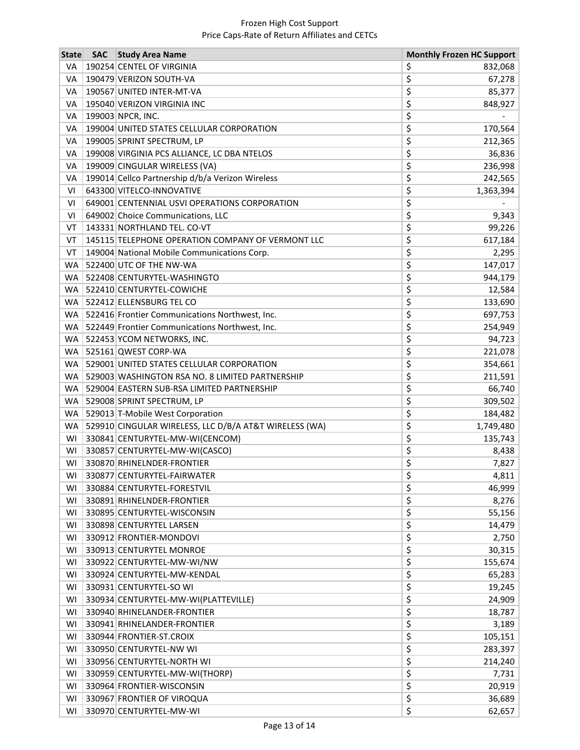Frozen High Cost Support
Price Caps-Rate of Return Affiliates and CETCs

| State | SAC | Study Area Name | Monthly Frozen HC Support |
|---|---|---|---|
| VA | 190254 | CENTEL OF VIRGINIA | $ 832,068 |
| VA | 190479 | VERIZON SOUTH-VA | $ 67,278 |
| VA | 190567 | UNITED INTER-MT-VA | $ 85,377 |
| VA | 195040 | VERIZON VIRGINIA INC | $ 848,927 |
| VA | 199003 | NPCR, INC. | $ - |
| VA | 199004 | UNITED STATES CELLULAR CORPORATION | $ 170,564 |
| VA | 199005 | SPRINT SPECTRUM, LP | $ 212,365 |
| VA | 199008 | VIRGINIA PCS ALLIANCE, LC DBA NTELOS | $ 36,836 |
| VA | 199009 | CINGULAR WIRELESS (VA) | $ 236,998 |
| VA | 199014 | Cellco Partnership d/b/a Verizon Wireless | $ 242,565 |
| VI | 643300 | VITELCO-INNOVATIVE | $ 1,363,394 |
| VI | 649001 | CENTENNIAL USVI OPERATIONS CORPORATION | $ - |
| VI | 649002 | Choice Communications, LLC | $ 9,343 |
| VT | 143331 | NORTHLAND TEL. CO-VT | $ 99,226 |
| VT | 145115 | TELEPHONE OPERATION COMPANY OF VERMONT LLC | $ 617,184 |
| VT | 149004 | National Mobile Communications Corp. | $ 2,295 |
| WA | 522400 | UTC OF THE NW-WA | $ 147,017 |
| WA | 522408 | CENTURYTEL-WASHINGTO | $ 944,179 |
| WA | 522410 | CENTURYTEL-COWICHE | $ 12,584 |
| WA | 522412 | ELLENSBURG TEL CO | $ 133,690 |
| WA | 522416 | Frontier Communications Northwest, Inc. | $ 697,753 |
| WA | 522449 | Frontier Communications Northwest, Inc. | $ 254,949 |
| WA | 522453 | YCOM NETWORKS, INC. | $ 94,723 |
| WA | 525161 | QWEST CORP-WA | $ 221,078 |
| WA | 529001 | UNITED STATES CELLULAR CORPORATION | $ 354,661 |
| WA | 529003 | WASHINGTON RSA NO. 8 LIMITED PARTNERSHIP | $ 211,591 |
| WA | 529004 | EASTERN SUB-RSA LIMITED PARTNERSHIP | $ 66,740 |
| WA | 529008 | SPRINT SPECTRUM, LP | $ 309,502 |
| WA | 529013 | T-Mobile West Corporation | $ 184,482 |
| WA | 529910 | CINGULAR WIRELESS, LLC D/B/A AT&T WIRELESS (WA) | $ 1,749,480 |
| WI | 330841 | CENTURYTEL-MW-WI(CENCOM) | $ 135,743 |
| WI | 330857 | CENTURYTEL-MW-WI(CASCO) | $ 8,438 |
| WI | 330870 | RHINELNDER-FRONTIER | $ 7,827 |
| WI | 330877 | CENTURYTEL-FAIRWATER | $ 4,811 |
| WI | 330884 | CENTURYTEL-FORESTVIL | $ 46,999 |
| WI | 330891 | RHINELNDER-FRONTIER | $ 8,276 |
| WI | 330895 | CENTURYTEL-WISCONSIN | $ 55,156 |
| WI | 330898 | CENTURYTEL LARSEN | $ 14,479 |
| WI | 330912 | FRONTIER-MONDOVI | $ 2,750 |
| WI | 330913 | CENTURYTEL MONROE | $ 30,315 |
| WI | 330922 | CENTURYTEL-MW-WI/NW | $ 155,674 |
| WI | 330924 | CENTURYTEL-MW-KENDAL | $ 65,283 |
| WI | 330931 | CENTURYTEL-SO WI | $ 19,245 |
| WI | 330934 | CENTURYTEL-MW-WI(PLATTEVILLE) | $ 24,909 |
| WI | 330940 | RHINELANDER-FRONTIER | $ 18,787 |
| WI | 330941 | RHINELANDER-FRONTIER | $ 3,189 |
| WI | 330944 | FRONTIER-ST.CROIX | $ 105,151 |
| WI | 330950 | CENTURYTEL-NW WI | $ 283,397 |
| WI | 330956 | CENTURYTEL-NORTH WI | $ 214,240 |
| WI | 330959 | CENTURYTEL-MW-WI(THORP) | $ 7,731 |
| WI | 330964 | FRONTIER-WISCONSIN | $ 20,919 |
| WI | 330967 | FRONTIER OF VIROQUA | $ 36,689 |
| WI | 330970 | CENTURYTEL-MW-WI | $ 62,657 |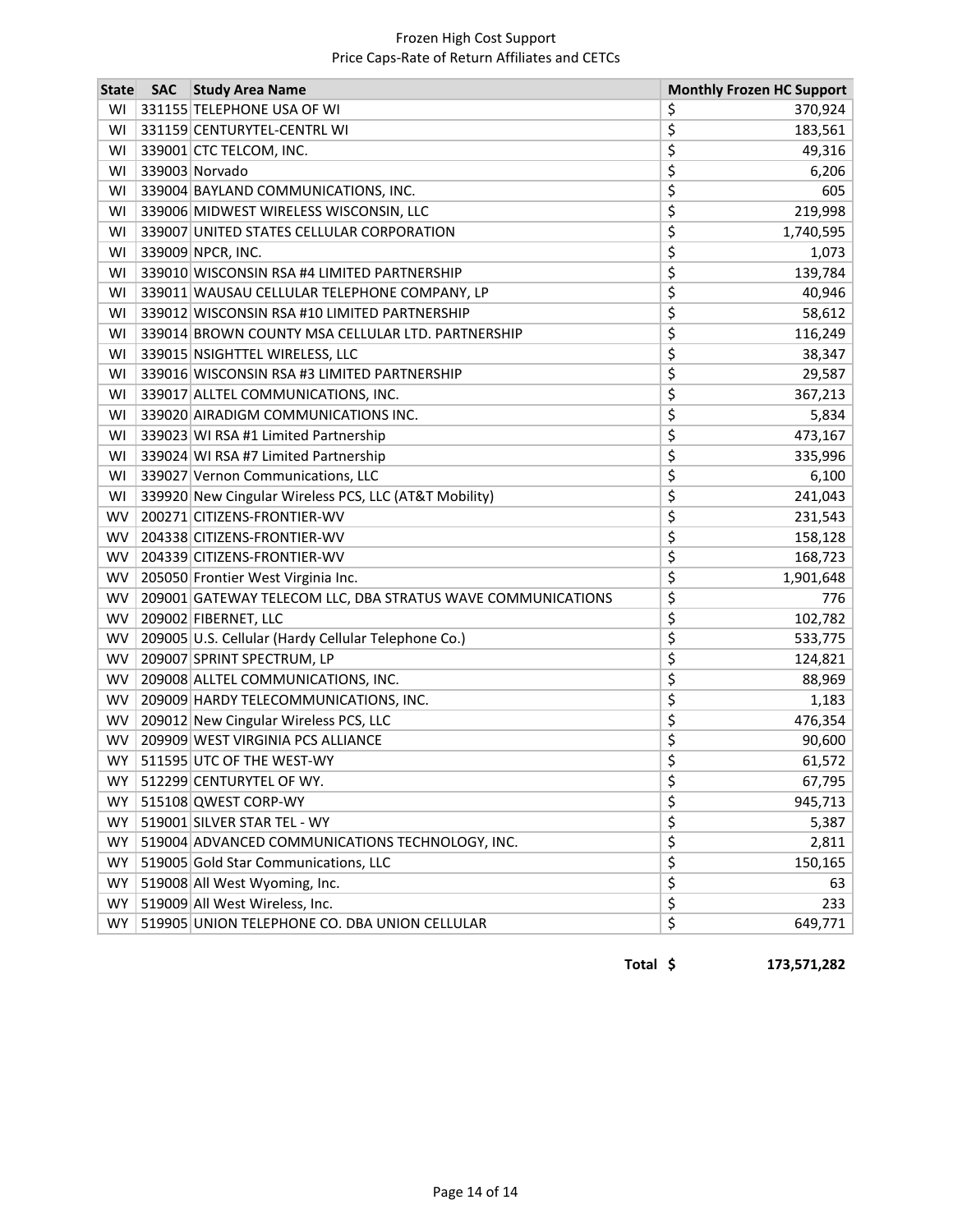Frozen High Cost Support
Price Caps-Rate of Return Affiliates and CETCs

| State | SAC | Study Area Name | Monthly Frozen HC Support |
|---|---|---|---|
| WI | 331155 | TELEPHONE USA OF WI | $ 370,924 |
| WI | 331159 | CENTURYTEL-CENTRL WI | $ 183,561 |
| WI | 339001 | CTC TELCOM, INC. | $ 49,316 |
| WI | 339003 | Norvado | $ 6,206 |
| WI | 339004 | BAYLAND COMMUNICATIONS, INC. | $ 605 |
| WI | 339006 | MIDWEST WIRELESS WISCONSIN, LLC | $ 219,998 |
| WI | 339007 | UNITED STATES CELLULAR CORPORATION | $ 1,740,595 |
| WI | 339009 | NPCR, INC. | $ 1,073 |
| WI | 339010 | WISCONSIN RSA #4 LIMITED PARTNERSHIP | $ 139,784 |
| WI | 339011 | WAUSAU CELLULAR TELEPHONE COMPANY, LP | $ 40,946 |
| WI | 339012 | WISCONSIN RSA #10 LIMITED PARTNERSHIP | $ 58,612 |
| WI | 339014 | BROWN COUNTY MSA CELLULAR LTD. PARTNERSHIP | $ 116,249 |
| WI | 339015 | NSIGHTTEL WIRELESS, LLC | $ 38,347 |
| WI | 339016 | WISCONSIN RSA #3 LIMITED PARTNERSHIP | $ 29,587 |
| WI | 339017 | ALLTEL COMMUNICATIONS, INC. | $ 367,213 |
| WI | 339020 | AIRADIGM COMMUNICATIONS INC. | $ 5,834 |
| WI | 339023 | WI RSA #1 Limited Partnership | $ 473,167 |
| WI | 339024 | WI RSA #7 Limited Partnership | $ 335,996 |
| WI | 339027 | Vernon Communications, LLC | $ 6,100 |
| WI | 339920 | New Cingular Wireless PCS, LLC (AT&T Mobility) | $ 241,043 |
| WV | 200271 | CITIZENS-FRONTIER-WV | $ 231,543 |
| WV | 204338 | CITIZENS-FRONTIER-WV | $ 158,128 |
| WV | 204339 | CITIZENS-FRONTIER-WV | $ 168,723 |
| WV | 205050 | Frontier West Virginia Inc. | $ 1,901,648 |
| WV | 209001 | GATEWAY TELECOM LLC, DBA STRATUS WAVE COMMUNICATIONS | $ 776 |
| WV | 209002 | FIBERNET, LLC | $ 102,782 |
| WV | 209005 | U.S. Cellular (Hardy Cellular Telephone Co.) | $ 533,775 |
| WV | 209007 | SPRINT SPECTRUM, LP | $ 124,821 |
| WV | 209008 | ALLTEL COMMUNICATIONS, INC. | $ 88,969 |
| WV | 209009 | HARDY TELECOMMUNICATIONS, INC. | $ 1,183 |
| WV | 209012 | New Cingular Wireless PCS, LLC | $ 476,354 |
| WV | 209909 | WEST VIRGINIA PCS ALLIANCE | $ 90,600 |
| WY | 511595 | UTC OF THE WEST-WY | $ 61,572 |
| WY | 512299 | CENTURYTEL OF WY. | $ 67,795 |
| WY | 515108 | QWEST CORP-WY | $ 945,713 |
| WY | 519001 | SILVER STAR TEL - WY | $ 5,387 |
| WY | 519004 | ADVANCED COMMUNICATIONS TECHNOLOGY, INC. | $ 2,811 |
| WY | 519005 | Gold Star Communications, LLC | $ 150,165 |
| WY | 519008 | All West Wyoming, Inc. | $ 63 |
| WY | 519009 | All West Wireless, Inc. | $ 233 |
| WY | 519905 | UNION TELEPHONE CO. DBA UNION CELLULAR | $ 649,771 |

**Total $ 173,571,282**